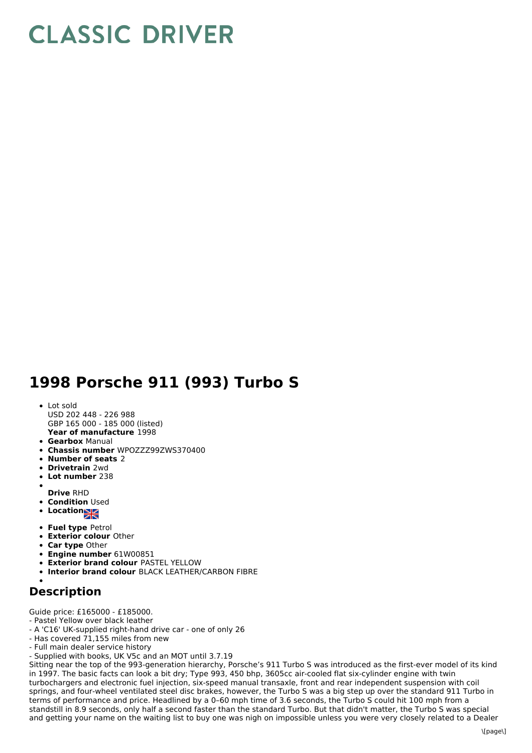# CLASSIC DRIVER

# 1998 Porsche 911 (993) Turbo S

- Lot sold
  USD 202 448 - 226 988
  GBP 165 000 - 185 000 (listed)
  **Year of manufacture** 1998
- **Gearbox** Manual
- **Chassis number** WPOZZZ99ZWS370400
- **Number of seats** 2
- **Drivetrain** 2wd
- **Lot number** 238
- **Drive** RHD
- **Condition** Used
- **Location**
- **Fuel type** Petrol
- **Exterior colour** Other
- **Car type** Other
- **Engine number** 61W00851
- **Exterior brand colour** PASTEL YELLOW
- **Interior brand colour** BLACK LEATHER/CARBON FIBRE

## Description

Guide price: £165000 - £185000.
- Pastel Yellow over black leather
- A 'C16' UK-supplied right-hand drive car - one of only 26
- Has covered 71,155 miles from new
- Full main dealer service history
- Supplied with books, UK V5c and an MOT until 3.7.19

Sitting near the top of the 993-generation hierarchy, Porsche's 911 Turbo S was introduced as the first-ever model of its kind in 1997. The basic facts can look a bit dry; Type 993, 450 bhp, 3605cc air-cooled flat six-cylinder engine with twin turbochargers and electronic fuel injection, six-speed manual transaxle, front and rear independent suspension with coil springs, and four-wheel ventilated steel disc brakes, however, the Turbo S was a big step up over the standard 911 Turbo in terms of performance and price. Headlined by a 0–60 mph time of 3.6 seconds, the Turbo S could hit 100 mph from a standstill in 8.9 seconds, only half a second faster than the standard Turbo. But that didn't matter, the Turbo S was special and getting your name on the waiting list to buy one was nigh on impossible unless you were very closely related to a Dealer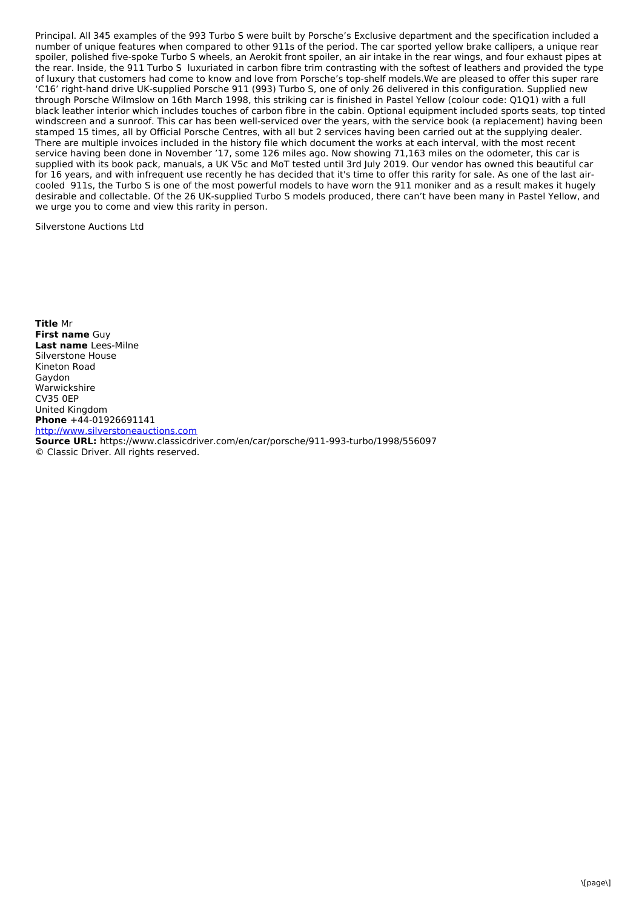Principal. All 345 examples of the 993 Turbo S were built by Porsche's Exclusive department and the specification included a number of unique features when compared to other 911s of the period. The car sported yellow brake callipers, a unique rear spoiler, polished five-spoke Turbo S wheels, an Aerokit front spoiler, an air intake in the rear wings, and four exhaust pipes at the rear. Inside, the 911 Turbo S luxuriated in carbon fibre trim contrasting with the softest of leathers and provided the type of luxury that customers had come to know and love from Porsche's top-shelf models.We are pleased to offer this super rare 'C16' right-hand drive UK-supplied Porsche 911 (993) Turbo S, one of only 26 delivered in this configuration. Supplied new through Porsche Wilmslow on 16th March 1998, this striking car is finished in Pastel Yellow (colour code: Q1Q1) with a full black leather interior which includes touches of carbon fibre in the cabin. Optional equipment included sports seats, top tinted windscreen and a sunroof. This car has been well-serviced over the years, with the service book (a replacement) having been stamped 15 times, all by Official Porsche Centres, with all but 2 services having been carried out at the supplying dealer. There are multiple invoices included in the history file which document the works at each interval, with the most recent service having been done in November '17, some 126 miles ago. Now showing 71,163 miles on the odometer, this car is supplied with its book pack, manuals, a UK V5c and MoT tested until 3rd July 2019. Our vendor has owned this beautiful car for 16 years, and with infrequent use recently he has decided that it's time to offer this rarity for sale. As one of the last air-cooled 911s, the Turbo S is one of the most powerful models to have worn the 911 moniker and as a result makes it hugely desirable and collectable. Of the 26 UK-supplied Turbo S models produced, there can't have been many in Pastel Yellow, and we urge you to come and view this rarity in person.

Silverstone Auctions Ltd

**Title** Mr
**First name** Guy
**Last name** Lees-Milne
Silverstone House
Kineton Road
Gaydon
Warwickshire
CV35 0EP
United Kingdom
**Phone** +44-01926691141
http://www.silverstoneauctions.com
**Source URL:** https://www.classicdriver.com/en/car/porsche/911-993-turbo/1998/556097
© Classic Driver. All rights reserved.